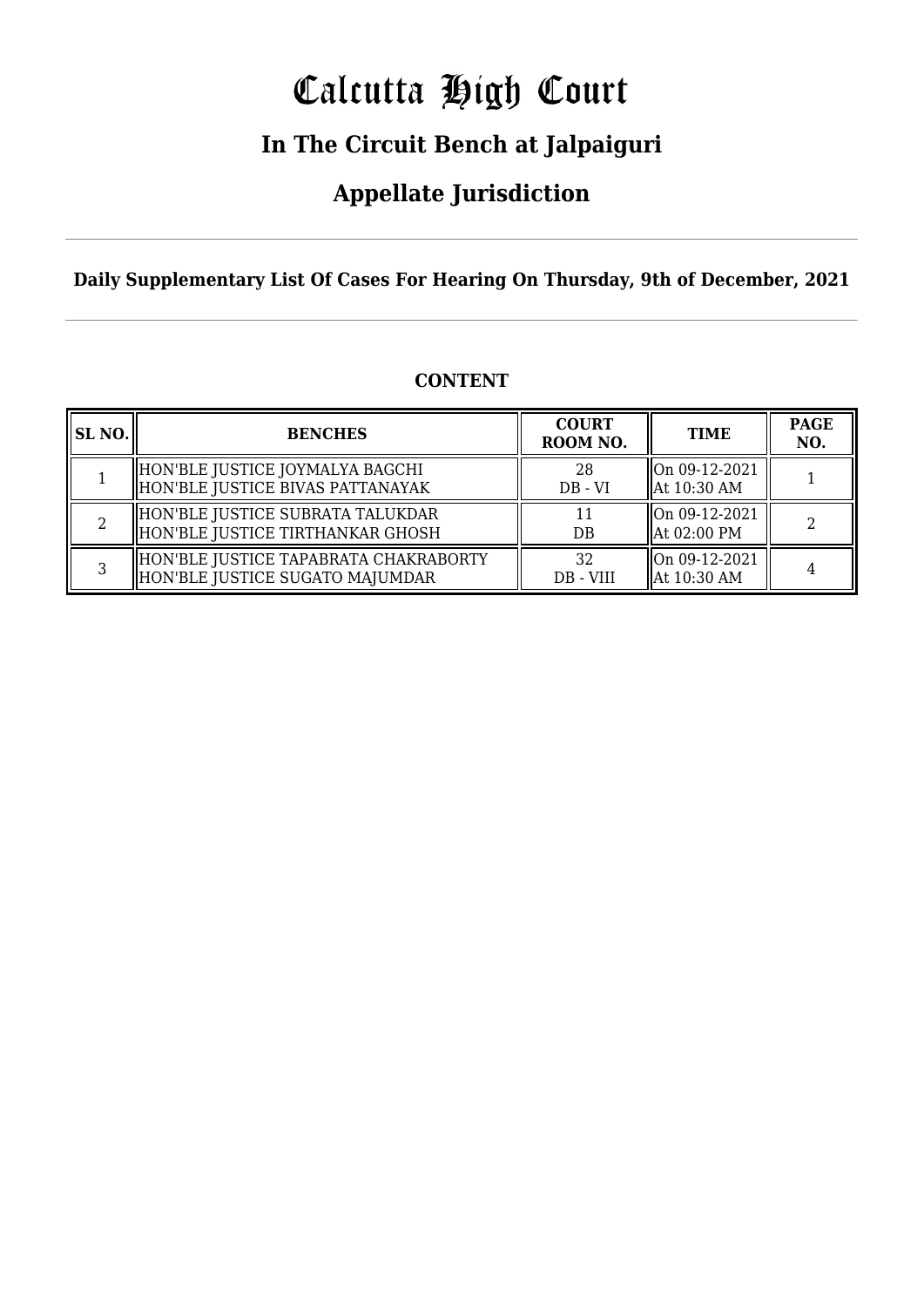# Calcutta High Court

## In The Circuit Bench at Jalpaiguri

## Appellate Jurisdiction

**Daily Supplementary List Of Cases For Hearing On Thursday, 9th of December, 2021**

**CONTENT**

| SL NO. | BENCHES | COURT ROOM NO. | TIME | PAGE NO. |
|---|---|---|---|---|
| 1 | HON'BLE JUSTICE JOYMALYA BAGCHI<br>HON'BLE JUSTICE BIVAS PATTANAYAK | 28<br>DB - VI | On 09-12-2021<br>At 10:30 AM | 1 |
| 2 | HON'BLE JUSTICE SUBRATA TALUKDAR<br>HON'BLE JUSTICE TIRTHANKAR GHOSH | 11<br>DB | On 09-12-2021<br>At 02:00 PM | 2 |
| 3 | HON'BLE JUSTICE TAPABRATA CHAKRABORTY<br>HON'BLE JUSTICE SUGATO MAJUMDAR | 32<br>DB - VIII | On 09-12-2021<br>At 10:30 AM | 4 |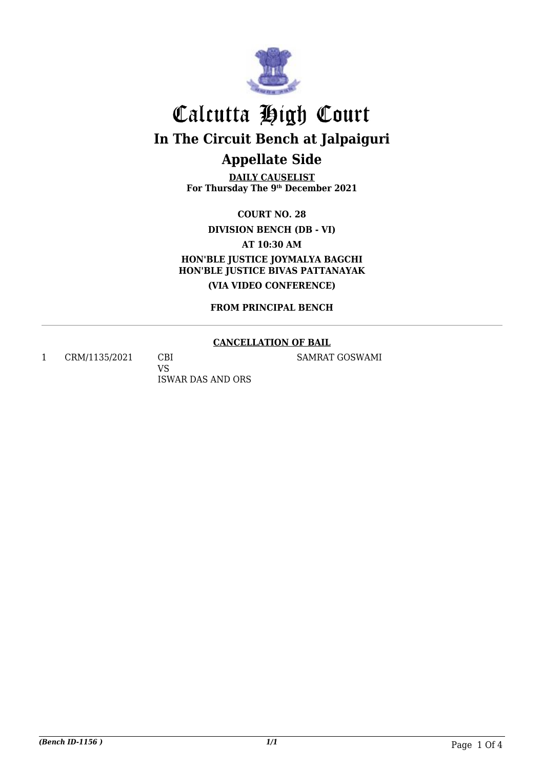# Calcutta High Court

## In The Circuit Bench at Jalpaiguri

## Appellate Side

**DAILY CAUSELIST**
**For Thursday The 9th December 2021**

**COURT NO. 28**

**DIVISION BENCH (DB - VI)**

**AT 10:30 AM**

**HON'BLE JUSTICE JOYMALYA BAGCHI**
**HON'BLE JUSTICE BIVAS PATTANAYAK**

**(VIA VIDEO CONFERENCE)**

**FROM PRINCIPAL BENCH**

---

**CANCELLATION OF BAIL**

| | | | |
|---|---|---|---|
| 1 | CRM/1135/2021 | CBI<br>VS<br>ISWAR DAS AND ORS | SAMRAT GOSWAMI |

*(Bench ID-1156 )*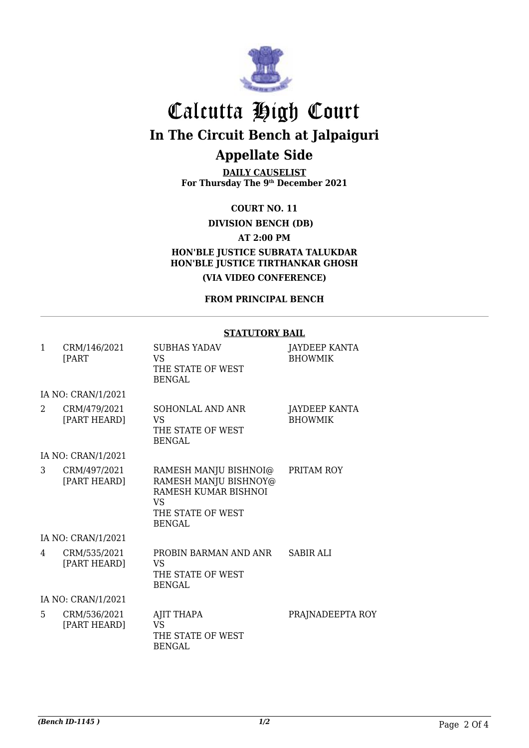# Calcutta High Court

## In The Circuit Bench at Jalpaiguri

## Appellate Side

**DAILY CAUSELIST**
**For Thursday The 9th December 2021**

**COURT NO. 11**

**DIVISION BENCH (DB)**

**AT 2:00 PM**

**HON'BLE JUSTICE SUBRATA TALUKDAR**
**HON'BLE JUSTICE TIRTHANKAR GHOSH**

**(VIA VIDEO CONFERENCE)**

**FROM PRINCIPAL BENCH**

**STATUTORY BAIL**

| | | | |
|---|---|---|---|
| 1 | CRM/146/2021 [PART | SUBHAS YADAV VS THE STATE OF WEST BENGAL | JAYDEEP KANTA BHOWMIK |
| | IA NO: CRAN/1/2021 | | |
| 2 | CRM/479/2021 [PART HEARD] | SOHONLAL AND ANR VS THE STATE OF WEST BENGAL | JAYDEEP KANTA BHOWMIK |
| | IA NO: CRAN/1/2021 | | |
| 3 | CRM/497/2021 [PART HEARD] | RAMESH MANJU BISHNOI@ RAMESH MANJU BISHNOY@ RAMESH KUMAR BISHNOI VS THE STATE OF WEST BENGAL | PRITAM ROY |
| | IA NO: CRAN/1/2021 | | |
| 4 | CRM/535/2021 [PART HEARD] | PROBIN BARMAN AND ANR VS THE STATE OF WEST BENGAL | SABIR ALI |
| | IA NO: CRAN/1/2021 | | |
| 5 | CRM/536/2021 [PART HEARD] | AJIT THAPA VS THE STATE OF WEST BENGAL | PRAJNADEEPTA ROY |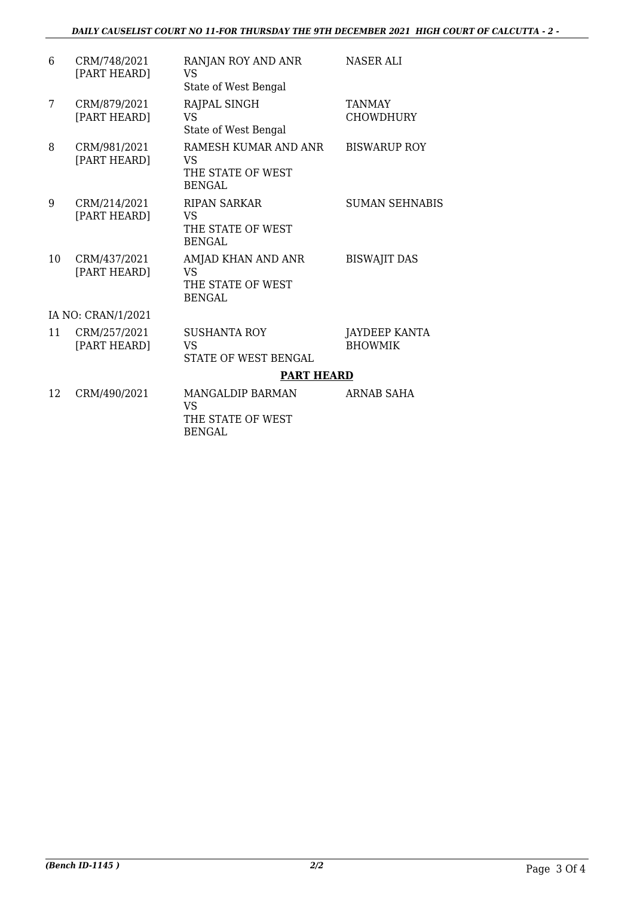| | | | |
|---|---|---|---|
| 6 | CRM/748/2021 [PART HEARD] | RANJAN ROY AND ANR VS State of West Bengal | NASER ALI |
| 7 | CRM/879/2021 [PART HEARD] | RAJPAL SINGH VS State of West Bengal | TANMAY CHOWDHURY |
| 8 | CRM/981/2021 [PART HEARD] | RAMESH KUMAR AND ANR VS THE STATE OF WEST BENGAL | BISWARUP ROY |
| 9 | CRM/214/2021 [PART HEARD] | RIPAN SARKAR VS THE STATE OF WEST BENGAL | SUMAN SEHNABIS |
| 10 | CRM/437/2021 [PART HEARD] | AMJAD KHAN AND ANR VS THE STATE OF WEST BENGAL | BISWAJIT DAS |
| IA NO: CRAN/1/2021 | | | |
| 11 | CRM/257/2021 [PART HEARD] | SUSHANTA ROY VS STATE OF WEST BENGAL | JAYDEEP KANTA BHOWMIK |

**PART HEARD**

| | | | |
|---|---|---|---|
| 12 | CRM/490/2021 | MANGALDIP BARMAN VS THE STATE OF WEST BENGAL | ARNAB SAHA |

*(Bench ID-1145 )* 2/2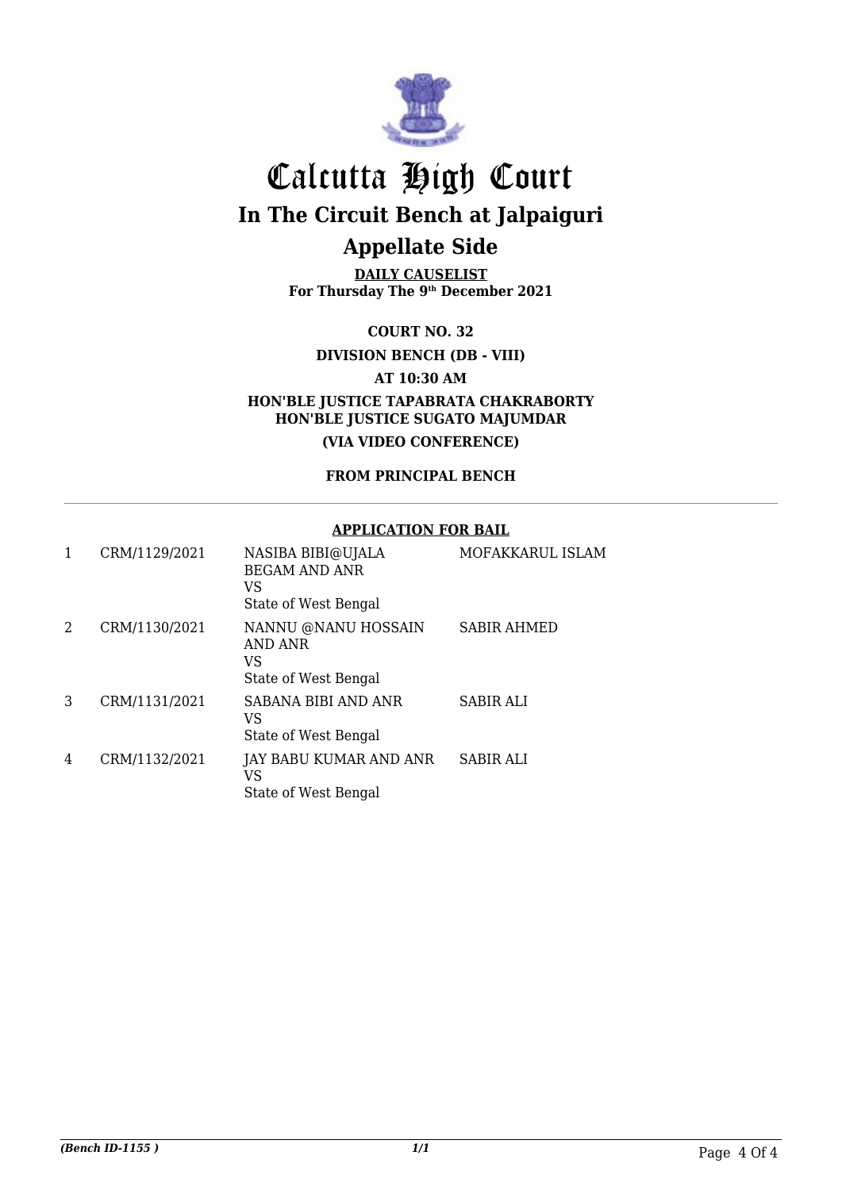# Calcutta High Court

## In The Circuit Bench at Jalpaiguri

## Appellate Side

**DAILY CAUSELIST**
**For Thursday The 9th December 2021**

**COURT NO. 32**

**DIVISION BENCH (DB - VIII)**

**AT 10:30 AM**

**HON'BLE JUSTICE TAPABRATA CHAKRABORTY**
**HON'BLE JUSTICE SUGATO MAJUMDAR**

**(VIA VIDEO CONFERENCE)**

**FROM PRINCIPAL BENCH**

**APPLICATION FOR BAIL**

| | | | |
|---|---|---|---|
| 1 | CRM/1129/2021 | NASIBA BIBI@UJALA BEGAM AND ANR VS State of West Bengal | MOFAKKARUL ISLAM |
| 2 | CRM/1130/2021 | NANNU @NANU HOSSAIN AND ANR VS State of West Bengal | SABIR AHMED |
| 3 | CRM/1131/2021 | SABANA BIBI AND ANR VS State of West Bengal | SABIR ALI |
| 4 | CRM/1132/2021 | JAY BABU KUMAR AND ANR VS State of West Bengal | SABIR ALI |

*(Bench ID-1155 )*